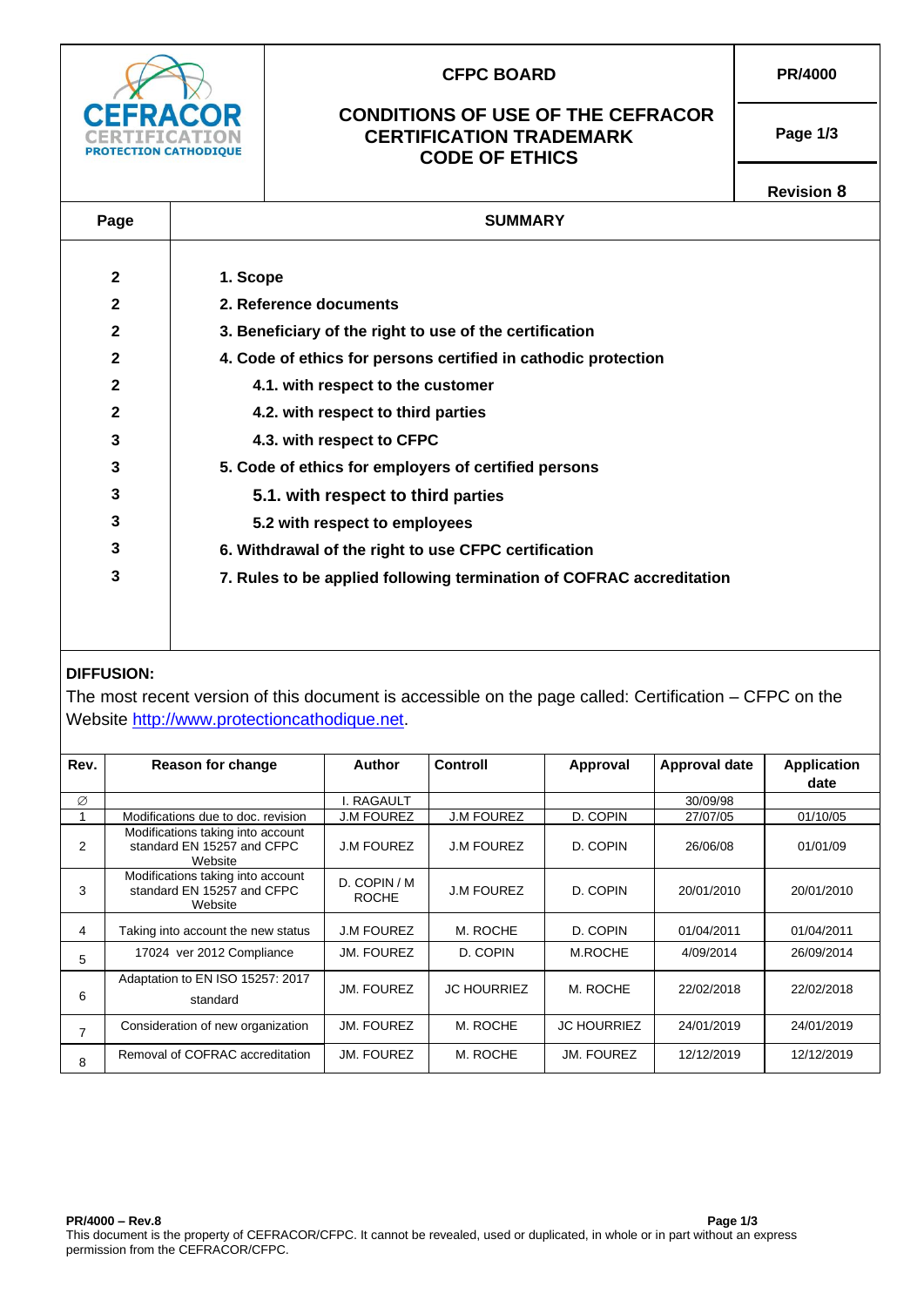| CEFRACOR CERTIFICATION PROTECTION CATHODIQUE | **CFPC BOARD** **CONDITIONS OF USE OF THE CEFRACOR CERTIFICATION TRADEMARK CODE OF ETHICS** | **PR/4000** |
|---|---|---|
| | | **Page 1/3** |
| | | **Revision 8** |

| Page | SUMMARY |
|---|---|
| 2 | **1. Scope** |
| 2 | **2. Reference documents** |
| 2 | **3. Beneficiary of the right to use of the certification** |
| 2 | **4. Code of ethics for persons certified in cathodic protection** |
| 2 | **4.1. with respect to the customer** |
| 2 | **4.2. with respect to third parties** |
| 3 | **4.3. with respect to CFPC** |
| 3 | **5. Code of ethics for employers of certified persons** |
| 3 | **5.1. with respect to third parties** |
| 3 | **5.2 with respect to employees** |
| 3 | **6. Withdrawal of the right to use CFPC certification** |
| 3 | **7. Rules to be applied following termination of COFRAC accreditation** |

**DIFFUSION:**

The most recent version of this document is accessible on the page called: Certification – CFPC on the Website http://www.protectioncathodique.net.

| Rev. | Reason for change | Author | Controll | Approval | Approval date | Application date |
|---|---|---|---|---|---|---|
| ∅ | | I. RAGAULT | | | 30/09/98 | |
| 1 | Modifications due to doc. revision | J.M FOUREZ | J.M FOUREZ | D. COPIN | 27/07/05 | 01/10/05 |
| 2 | Modifications taking into account standard EN 15257 and CFPC Website | J.M FOUREZ | J.M FOUREZ | D. COPIN | 26/06/08 | 01/01/09 |
| 3 | Modifications taking into account standard EN 15257 and CFPC Website | D. COPIN / M ROCHE | J.M FOUREZ | D. COPIN | 20/01/2010 | 20/01/2010 |
| 4 | Taking into account the new status | J.M FOUREZ | M. ROCHE | D. COPIN | 01/04/2011 | 01/04/2011 |
| 5 | 17024 ver 2012 Compliance | JM. FOUREZ | D. COPIN | M.ROCHE | 4/09/2014 | 26/09/2014 |
| 6 | Adaptation to EN ISO 15257: 2017 standard | JM. FOUREZ | JC HOURRIEZ | M. ROCHE | 22/02/2018 | 22/02/2018 |
| 7 | Consideration of new organization | JM. FOUREZ | M. ROCHE | JC HOURRIEZ | 24/01/2019 | 24/01/2019 |
| 8 | Removal of COFRAC accreditation | JM. FOUREZ | M. ROCHE | JM. FOUREZ | 12/12/2019 | 12/12/2019 |

This document is the property of CEFRACOR/CFPC. It cannot be revealed, used or duplicated, in whole or in part without an express permission from the CEFRACOR/CFPC.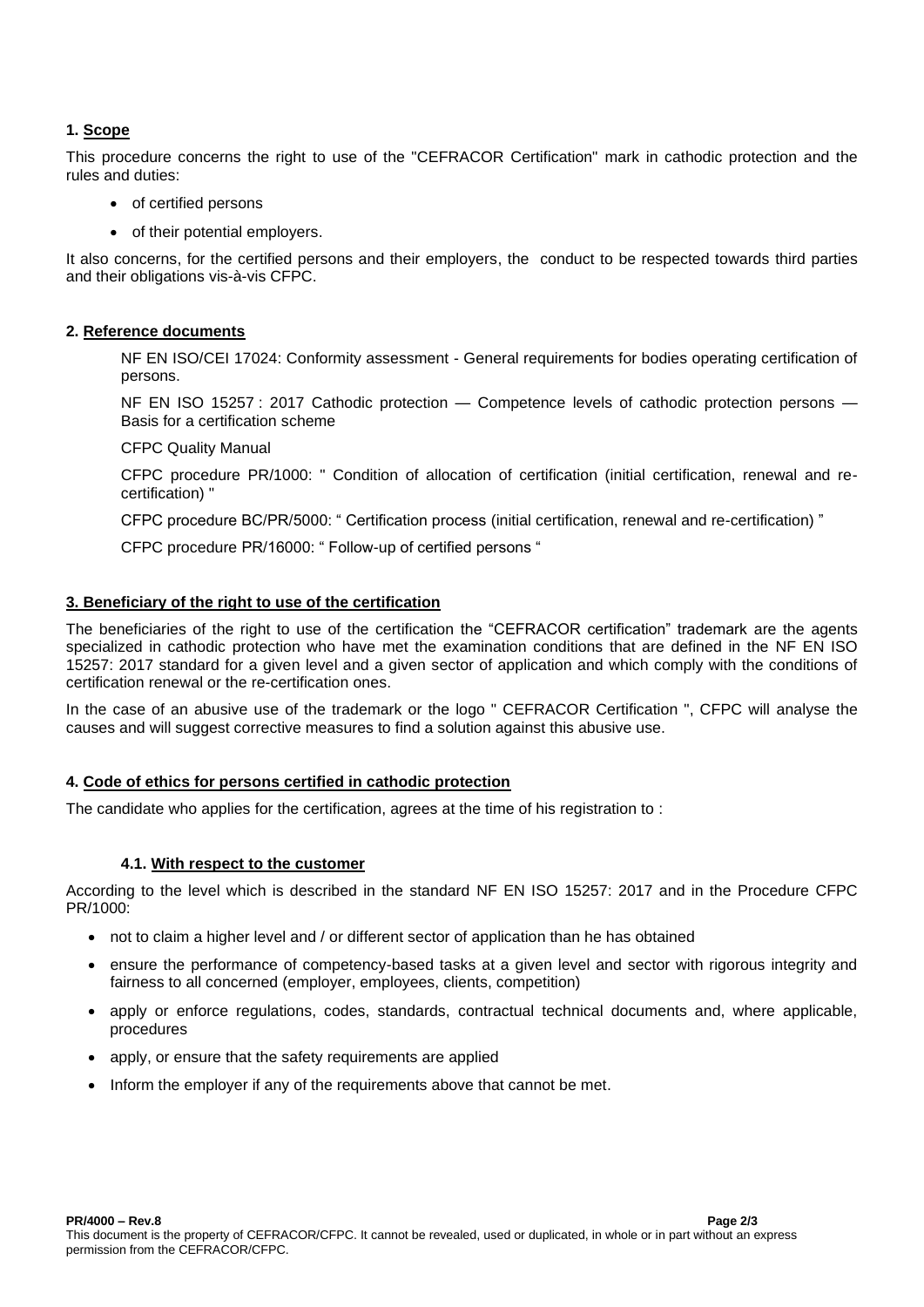## 1. Scope

This procedure concerns the right to use of the "CEFRACOR Certification" mark in cathodic protection and the rules and duties:

- of certified persons
- of their potential employers.

It also concerns, for the certified persons and their employers, the conduct to be respected towards third parties and their obligations vis-à-vis CFPC.

## 2. Reference documents

NF EN ISO/CEI 17024: Conformity assessment - General requirements for bodies operating certification of persons.

NF EN ISO 15257 : 2017 Cathodic protection — Competence levels of cathodic protection persons — Basis for a certification scheme

CFPC Quality Manual

CFPC procedure PR/1000: " Condition of allocation of certification (initial certification, renewal and re-certification) "

CFPC procedure BC/PR/5000: " Certification process (initial certification, renewal and re-certification) "

CFPC procedure PR/16000: " Follow-up of certified persons "

## 3. Beneficiary of the right to use of the certification

The beneficiaries of the right to use of the certification the "CEFRACOR certification" trademark are the agents specialized in cathodic protection who have met the examination conditions that are defined in the NF EN ISO 15257: 2017 standard for a given level and a given sector of application and which comply with the conditions of certification renewal or the re-certification ones.

In the case of an abusive use of the trademark or the logo " CEFRACOR Certification ", CFPC will analyse the causes and will suggest corrective measures to find a solution against this abusive use.

## 4. Code of ethics for persons certified in cathodic protection

The candidate who applies for the certification, agrees at the time of his registration to :

### 4.1. With respect to the customer

According to the level which is described in the standard NF EN ISO 15257: 2017 and in the Procedure CFPC PR/1000:

- not to claim a higher level and / or different sector of application than he has obtained
- ensure the performance of competency-based tasks at a given level and sector with rigorous integrity and fairness to all concerned (employer, employees, clients, competition)
- apply or enforce regulations, codes, standards, contractual technical documents and, where applicable, procedures
- apply, or ensure that the safety requirements are applied
- Inform the employer if any of the requirements above that cannot be met.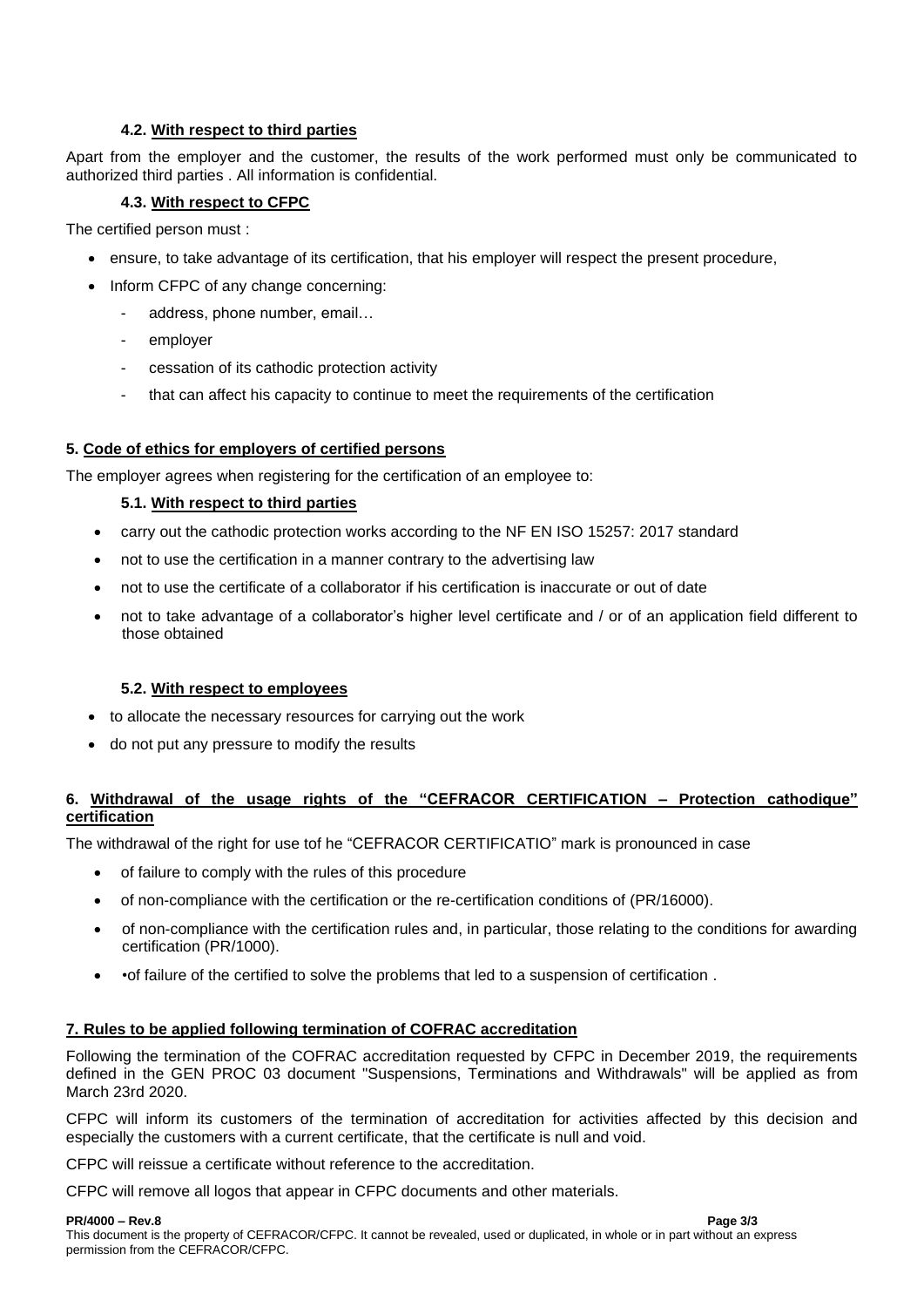### 4.2. With respect to third parties

Apart from the employer and the customer, the results of the work performed must only be communicated to authorized third parties . All information is confidential.

### 4.3. With respect to CFPC

The certified person must :

- ensure, to take advantage of its certification, that his employer will respect the present procedure,
- Inform CFPC of any change concerning:
  - address, phone number, email…
  - employer
  - cessation of its cathodic protection activity
  - that can affect his capacity to continue to meet the requirements of the certification

## 5. Code of ethics for employers of certified persons

The employer agrees when registering for the certification of an employee to:

### 5.1. With respect to third parties

- carry out the cathodic protection works according to the NF EN ISO 15257: 2017 standard
- not to use the certification in a manner contrary to the advertising law
- not to use the certificate of a collaborator if his certification is inaccurate or out of date
- not to take advantage of a collaborator's higher level certificate and / or of an application field different to those obtained

### 5.2. With respect to employees

- to allocate the necessary resources for carrying out the work
- do not put any pressure to modify the results

## 6. Withdrawal of the usage rights of the "CEFRACOR CERTIFICATION – Protection cathodique" certification

The withdrawal of the right for use tof he "CEFRACOR CERTIFICATIO" mark is pronounced in case

- of failure to comply with the rules of this procedure
- of non-compliance with the certification or the re-certification conditions of (PR/16000).
- of non-compliance with the certification rules and, in particular, those relating to the conditions for awarding certification (PR/1000).
- •of failure of the certified to solve the problems that led to a suspension of certification .

## 7. Rules to be applied following termination of COFRAC accreditation

Following the termination of the COFRAC accreditation requested by CFPC in December 2019, the requirements defined in the GEN PROC 03 document "Suspensions, Terminations and Withdrawals" will be applied as from March 23rd 2020.

CFPC will inform its customers of the termination of accreditation for activities affected by this decision and especially the customers with a current certificate, that the certificate is null and void.

CFPC will reissue a certificate without reference to the accreditation.

CFPC will remove all logos that appear in CFPC documents and other materials.